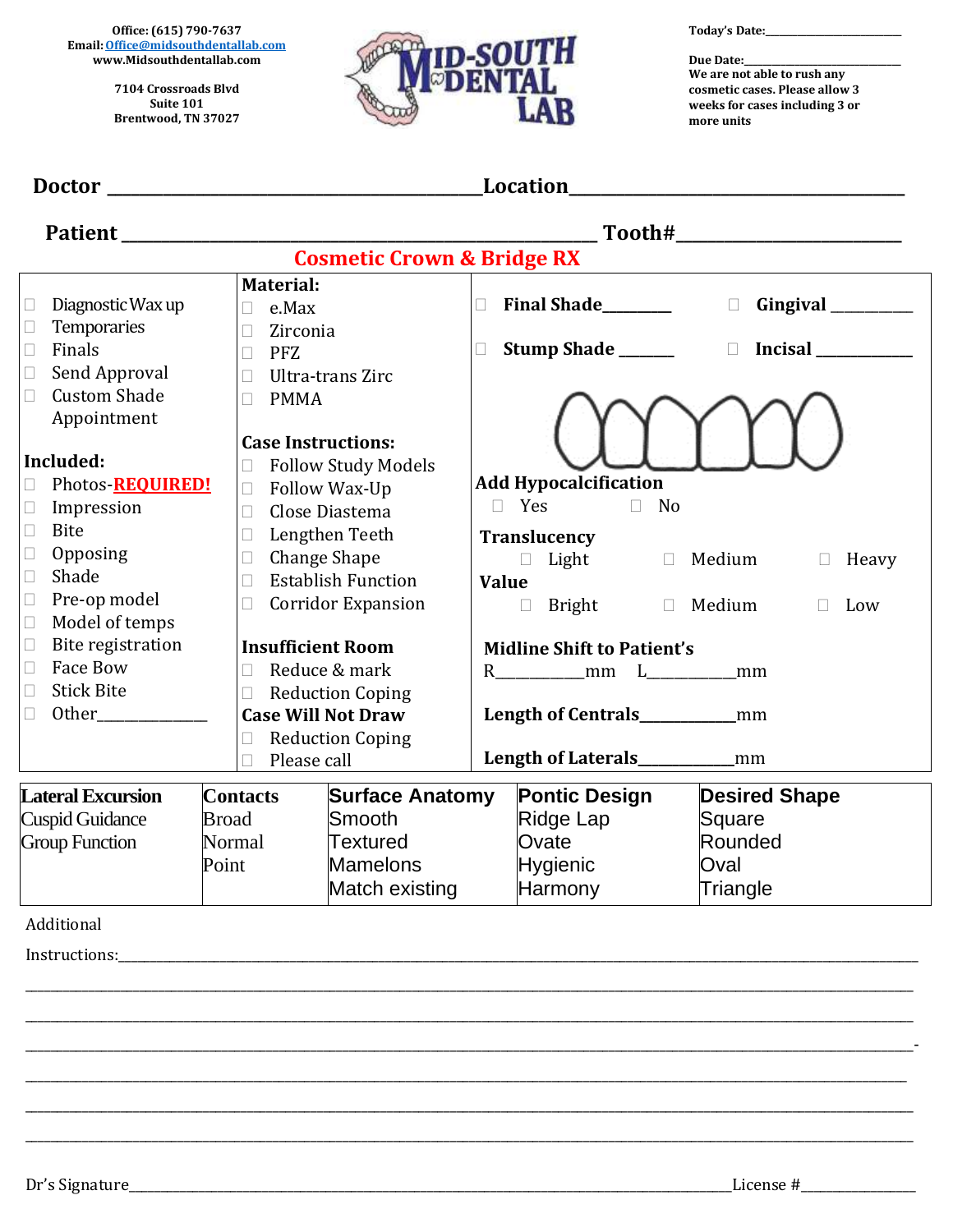Office: (615) 790-7637
Email: Office@midsouthdentallab.com
www.Midsouthdentallab.com

7104 Crossroads Blvd
Suite 101
Brentwood, TN 37027

MID-SOUTH DENTAL LAB

Today's Date:______________________

Due Date:_________________________
We are not able to rush any cosmetic cases. Please allow 3 weeks for cases including 3 or more units

**Doctor** ________________________________________ **Location**________________________________

**Patient** ____________________________________________ **Tooth#**______________________

## Cosmetic Crown & Bridge RX

☐ Diagnostic Wax up
☐ Temporaries
☐ Finals
☐ Send Approval
☐ Custom Shade Appointment

**Included:**

☐ Photos-**REQUIRED!**
☐ Impression
☐ Bite
☐ Opposing
☐ Shade
☐ Pre-op model
☐ Model of temps
☐ Bite registration
☐ Face Bow
☐ Stick Bite
☐ Other_____________

**Material:**

☐ e.Max
☐ Zirconia
☐ PFZ
☐ Ultra-trans Zirc
☐ PMMA

**Case Instructions:**

☐ Follow Study Models
☐ Follow Wax-Up
☐ Close Diastema
☐ Lengthen Teeth
☐ Change Shape
☐ Establish Function
☐ Corridor Expansion

**Insufficient Room**

☐ Reduce & mark
☐ Reduction Coping

**Case Will Not Draw**

☐ Reduction Coping
☐ Please call

☐ **Final Shade**________ ☐ **Gingival** _________

☐ **Stump Shade** ______ ☐ **Incisal** ___________

**Add Hypocalcification**

☐ Yes ☐ No

**Translucency**

☐ Light ☐ Medium ☐ Heavy

**Value**

☐ Bright ☐ Medium ☐ Low

**Midline Shift to Patient's**

R__________mm L__________mm

**Length of Centrals**___________mm

**Length of Laterals**___________mm

| Lateral Excursion | Contacts | Surface Anatomy | Pontic Design | Desired Shape |
|---|---|---|---|---|
| Cuspid Guidance | Broad | Smooth | Ridge Lap | Square |
| Group Function | Normal | Textured | Ovate | Rounded |
| | Point | Mamelons | Hygienic | Oval |
| | | Match existing | Harmony | Triangle |

Additional

Instructions:_______________________________________________________________________________________

_____________________________________________________________________________________________________

_____________________________________________________________________________________________________

_____________________________________________________________________________________________________

_____________________________________________________________________________________________________

_____________________________________________________________________________________________________

_____________________________________________________________________________________________________

Dr's Signature__________________________________________________________________License #______________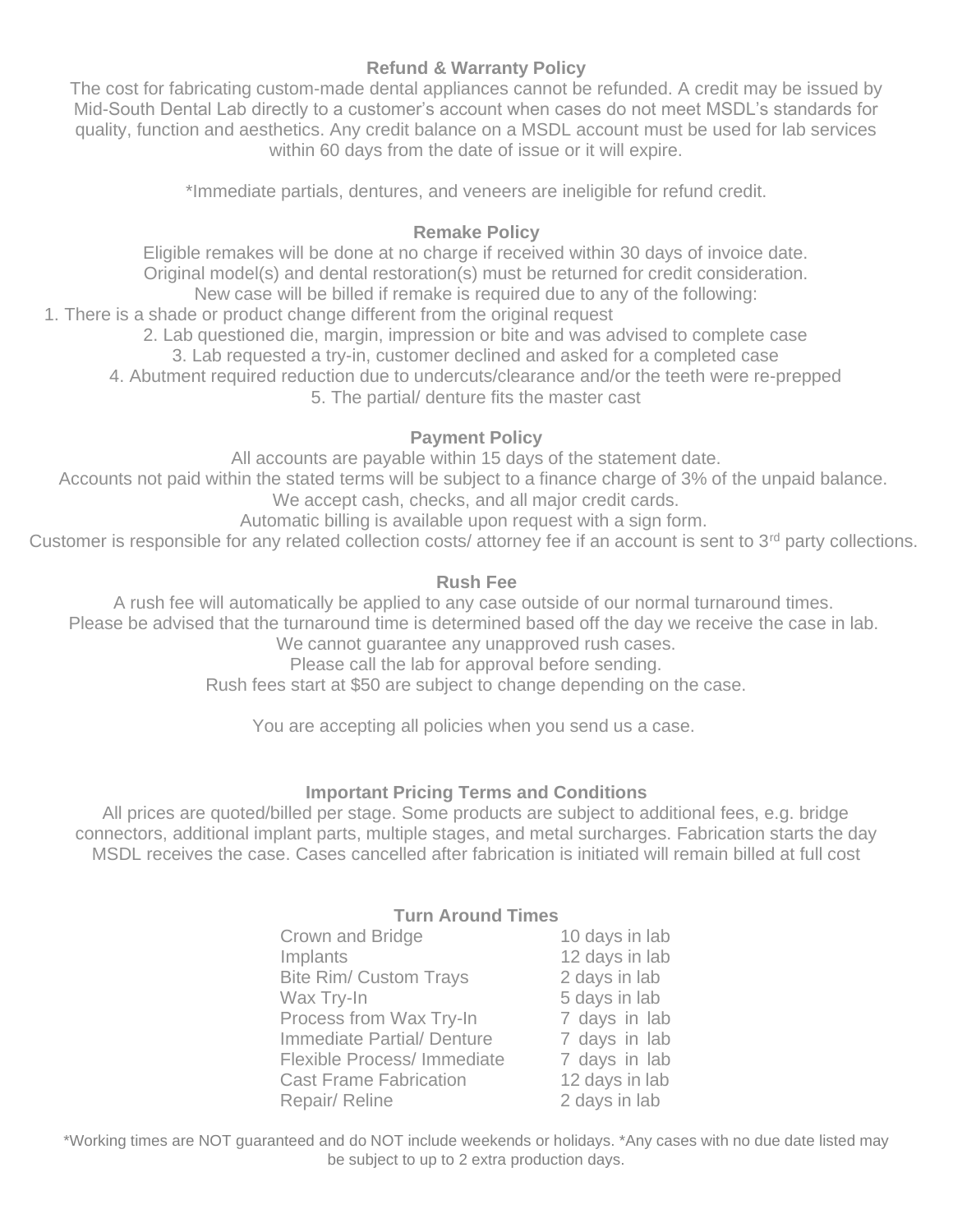## Refund & Warranty Policy

The cost for fabricating custom-made dental appliances cannot be refunded. A credit may be issued by Mid-South Dental Lab directly to a customer's account when cases do not meet MSDL's standards for quality, function and aesthetics. Any credit balance on a MSDL account must be used for lab services within 60 days from the date of issue or it will expire.

*Immediate partials, dentures, and veneers are ineligible for refund credit.

## Remake Policy

Eligible remakes will be done at no charge if received within 30 days of invoice date.
Original model(s) and dental restoration(s) must be returned for credit consideration.
New case will be billed if remake is required due to any of the following:

1. There is a shade or product change different from the original request
2. Lab questioned die, margin, impression or bite and was advised to complete case
3. Lab requested a try-in, customer declined and asked for a completed case
4. Abutment required reduction due to undercuts/clearance and/or the teeth were re-prepped
5. The partial/ denture fits the master cast

## Payment Policy

All accounts are payable within 15 days of the statement date.
Accounts not paid within the stated terms will be subject to a finance charge of 3% of the unpaid balance.
We accept cash, checks, and all major credit cards.
Automatic billing is available upon request with a sign form.
Customer is responsible for any related collection costs/ attorney fee if an account is sent to 3rd party collections.

## Rush Fee

A rush fee will automatically be applied to any case outside of our normal turnaround times.
Please be advised that the turnaround time is determined based off the day we receive the case in lab.
We cannot guarantee any unapproved rush cases.
Please call the lab for approval before sending.
Rush fees start at $50 are subject to change depending on the case.

You are accepting all policies when you send us a case.

## Important Pricing Terms and Conditions

All prices are quoted/billed per stage. Some products are subject to additional fees, e.g. bridge connectors, additional implant parts, multiple stages, and metal surcharges. Fabrication starts the day MSDL receives the case. Cases cancelled after fabrication is initiated will remain billed at full cost

## Turn Around Times

| | |
|---|---|
| Crown and Bridge | 10 days in lab |
| Implants | 12 days in lab |
| Bite Rim/ Custom Trays | 2 days in lab |
| Wax Try-In | 5 days in lab |
| Process from Wax Try-In | 7 days in lab |
| Immediate Partial/ Denture | 7 days in lab |
| Flexible Process/ Immediate | 7 days in lab |
| Cast Frame Fabrication | 12 days in lab |
| Repair/ Reline | 2 days in lab |

*Working times are NOT guaranteed and do NOT include weekends or holidays. *Any cases with no due date listed may be subject to up to 2 extra production days.